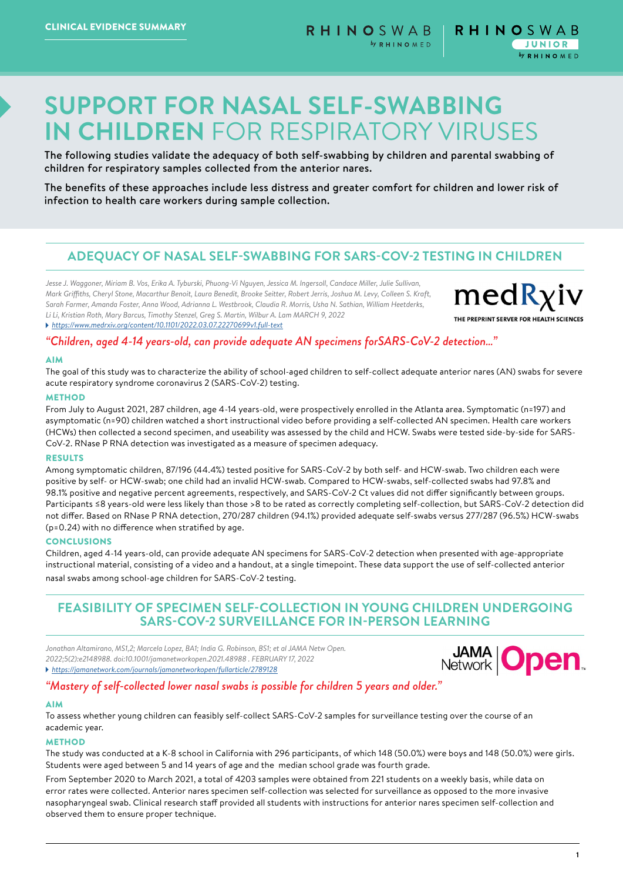CLINICAL EVIDENCE SUMMARY

# SUPPORT FOR NASAL SELF-SWABBING IN CHILDREN FOR RESPIRATORY VIRUSES

The following studies validate the adequacy of both self-swabbing by children and parental swabbing of children for respiratory samples collected from the anterior nares.

The benefits of these approaches include less distress and greater comfort for children and lower risk of infection to health care workers during sample collection.

## ADEQUACY OF NASAL SELF-SWABBING FOR SARS-COV-2 TESTING IN CHILDREN

*Jesse J. Waggoner, Miriam B. Vos, Erika A. Tyburski, Phuong-Vi Nguyen, Jessica M. Ingersoll, Candace Miller, Julie Sullivan, Mark Griffiths, Cheryl Stone, Macarthur Benoit, Laura Benedit, Brooke Seitter, Robert Jerris, Joshua M. Levy, Colleen S. Kraft, Sarah Farmer, Amanda Foster, Anna Wood, Adrianna L. Westbrook, Claudia R. Morris, Usha N. Sathian, William Heetderks, Li Li, Kristian Roth, Mary Barcus, Timothy Stenzel, Greg S. Martin, Wilbur A. Lam MARCH 9, 2022*

https://www.medrxiv.org/content/10.1101/2022.03.07.22270699v1.full-text

medRxiv — THE PREPRINT SERVER FOR HEALTH SCIENCES

*"Children, aged 4-14 years-old, can provide adequate AN specimens forSARS-CoV-2 detection..."*

### AIM

The goal of this study was to characterize the ability of school-aged children to self-collect adequate anterior nares (AN) swabs for severe acute respiratory syndrome coronavirus 2 (SARS-CoV-2) testing.

### METHOD

From July to August 2021, 287 children, age 4-14 years-old, were prospectively enrolled in the Atlanta area. Symptomatic (n=197) and asymptomatic (n=90) children watched a short instructional video before providing a self-collected AN specimen. Health care workers (HCWs) then collected a second specimen, and useability was assessed by the child and HCW. Swabs were tested side-by-side for SARS-CoV-2. RNase P RNA detection was investigated as a measure of specimen adequacy.

### RESULTS

Among symptomatic children, 87/196 (44.4%) tested positive for SARS-CoV-2 by both self- and HCW-swab. Two children each were positive by self- or HCW-swab; one child had an invalid HCW-swab. Compared to HCW-swabs, self-collected swabs had 97.8% and 98.1% positive and negative percent agreements, respectively, and SARS-CoV-2 Ct values did not differ significantly between groups. Participants ≤8 years-old were less likely than those >8 to be rated as correctly completing self-collection, but SARS-CoV-2 detection did not differ. Based on RNase P RNA detection, 270/287 children (94.1%) provided adequate self-swabs versus 277/287 (96.5%) HCW-swabs ($p=0.24$) with no difference when stratified by age.

### CONCLUSIONS

Children, aged 4-14 years-old, can provide adequate AN specimens for SARS-CoV-2 detection when presented with age-appropriate instructional material, consisting of a video and a handout, at a single timepoint. These data support the use of self-collected anterior nasal swabs among school-age children for SARS-CoV-2 testing.

## FEASIBILITY OF SPECIMEN SELF-COLLECTION IN YOUNG CHILDREN UNDERGOING SARS-COV-2 SURVEILLANCE FOR IN-PERSON LEARNING

*Jonathan Altamirano, MS1,2; Marcela Lopez, BA1; India G. Robinson, BS1; et al JAMA Netw Open. 2022;5(2):e2148988. doi:10.1001/jamanetworkopen.2021.48988 . FEBRUARY 17, 2022*

https://jamanetwork.com/journals/jamanetworkopen/fullarticle/2789128

JAMA Network Open

*"Mastery of self-collected lower nasal swabs is possible for children 5 years and older."*

### AIM

To assess whether young children can feasibly self-collect SARS-CoV-2 samples for surveillance testing over the course of an academic year.

### METHOD

The study was conducted at a K-8 school in California with 296 participants, of which 148 (50.0%) were boys and 148 (50.0%) were girls. Students were aged between 5 and 14 years of age and the median school grade was fourth grade.

From September 2020 to March 2021, a total of 4203 samples were obtained from 221 students on a weekly basis, while data on error rates were collected. Anterior nares specimen self-collection was selected for surveillance as opposed to the more invasive nasopharyngeal swab. Clinical research staff provided all students with instructions for anterior nares specimen self-collection and observed them to ensure proper technique.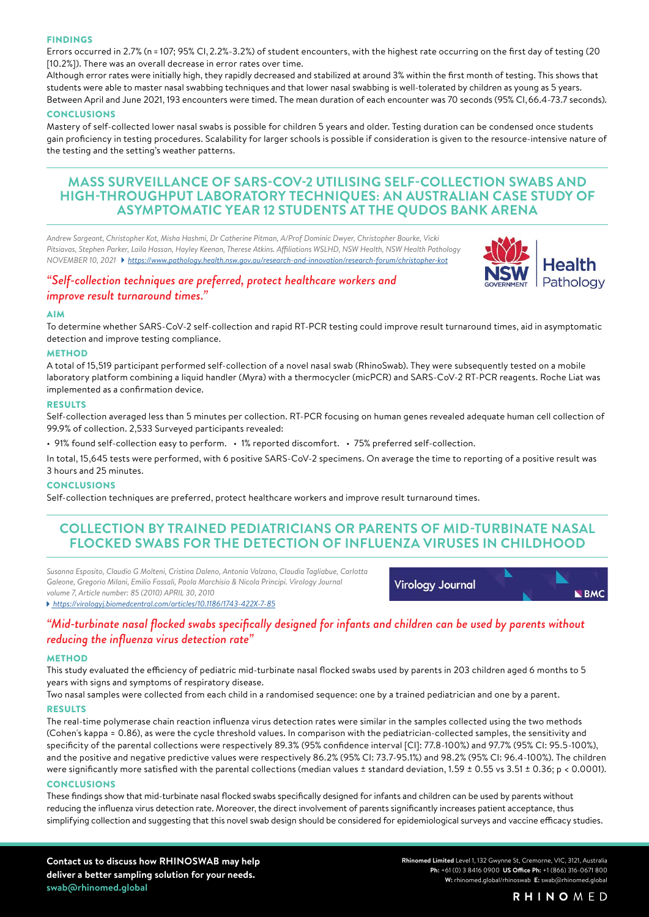### FINDINGS

Errors occurred in 2.7% (n = 107; 95% CI, 2.2%-3.2%) of student encounters, with the highest rate occurring on the first day of testing (20 [10.2%]). There was an overall decrease in error rates over time.

Although error rates were initially high, they rapidly decreased and stabilized at around 3% within the first month of testing. This shows that students were able to master nasal swabbing techniques and that lower nasal swabbing is well-tolerated by children as young as 5 years.

Between April and June 2021, 193 encounters were timed. The mean duration of each encounter was 70 seconds (95% CI, 66.4-73.7 seconds).

### CONCLUSIONS

Mastery of self-collected lower nasal swabs is possible for children 5 years and older. Testing duration can be condensed once students gain proficiency in testing procedures. Scalability for larger schools is possible if consideration is given to the resource-intensive nature of the testing and the setting's weather patterns.

## MASS SURVEILLANCE OF SARS-COV-2 UTILISING SELF-COLLECTION SWABS AND HIGH-THROUGHPUT LABORATORY TECHNIQUES: AN AUSTRALIAN CASE STUDY OF ASYMPTOMATIC YEAR 12 STUDENTS AT THE QUDOS BANK ARENA

*Andrew Sargeant, Christopher Kot, Misha Hashmi, Dr Catherine Pitman, A/Prof Dominic Dwyer, Christopher Bourke, Vicki Pitsiavas, Stephen Parker, Laila Hassan, Hayley Keenan, Therese Atkins. Affiliations WSLHD, NSW Health, NSW Health Pathology NOVEMBER 10, 2021* ▸ *https://www.pathology.health.nsw.gov.au/research-and-innovation/research-forum/christopher-kot*

NSW GOVERNMENT | Health Pathology

*"Self-collection techniques are preferred, protect healthcare workers and improve result turnaround times."*

### AIM

To determine whether SARS-CoV-2 self-collection and rapid RT-PCR testing could improve result turnaround times, aid in asymptomatic detection and improve testing compliance.

### METHOD

A total of 15,519 participant performed self-collection of a novel nasal swab (RhinoSwab). They were subsequently tested on a mobile laboratory platform combining a liquid handler (Myra) with a thermocycler (micPCR) and SARS-CoV-2 RT-PCR reagents. Roche Liat was implemented as a confirmation device.

### RESULTS

Self-collection averaged less than 5 minutes per collection. RT-PCR focusing on human genes revealed adequate human cell collection of 99.9% of collection. 2,533 Surveyed participants revealed:

- 91% found self-collection easy to perform.
- 1% reported discomfort.
- 75% preferred self-collection.

In total, 15,645 tests were performed, with 6 positive SARS-CoV-2 specimens. On average the time to reporting of a positive result was 3 hours and 25 minutes.

### CONCLUSIONS

Self-collection techniques are preferred, protect healthcare workers and improve result turnaround times.

## COLLECTION BY TRAINED PEDIATRICIANS OR PARENTS OF MID-TURBINATE NASAL FLOCKED SWABS FOR THE DETECTION OF INFLUENZA VIRUSES IN CHILDHOOD

*Susanna Esposito, Claudio G Molteni, Cristina Daleno, Antonia Valzano, Claudia Tagliabue, Carlotta Galeone, Gregorio Milani, Emilio Fossali, Paola Marchisio & Nicola Principi. Virology Journal volume 7, Article number: 85 (2010) APRIL 30, 2010*

▸ *https://virologyj.biomedcentral.com/articles/10.1186/1743-422X-7-85*

Virology Journal | BMC

*"Mid-turbinate nasal flocked swabs specifically designed for infants and children can be used by parents without reducing the influenza virus detection rate"*

### METHOD

This study evaluated the efficiency of pediatric mid-turbinate nasal flocked swabs used by parents in 203 children aged 6 months to 5 years with signs and symptoms of respiratory disease.

Two nasal samples were collected from each child in a randomised sequence: one by a trained pediatrician and one by a parent.

### RESULTS

The real-time polymerase chain reaction influenza virus detection rates were similar in the samples collected using the two methods (Cohen's kappa = 0.86), as were the cycle threshold values. In comparison with the pediatrician-collected samples, the sensitivity and specificity of the parental collections were respectively 89.3% (95% confidence interval [CI]: 77.8-100%) and 97.7% (95% CI: 95.5-100%), and the positive and negative predictive values were respectively 86.2% (95% CI: 73.7-95.1%) and 98.2% (95% CI: 96.4-100%). The children were significantly more satisfied with the parental collections (median values ± standard deviation, 1.59 ± 0.55 vs 3.51 ± 0.36; $p < 0.0001$).

### CONCLUSIONS

These findings show that mid-turbinate nasal flocked swabs specifically designed for infants and children can be used by parents without reducing the influenza virus detection rate. Moreover, the direct involvement of parents significantly increases patient acceptance, thus simplifying collection and suggesting that this novel swab design should be considered for epidemiological surveys and vaccine efficacy studies.

**Contact us to discuss how RHINOSWAB may help deliver a better sampling solution for your needs.**
**swab@rhinomed.global**

**Rhinomed Limited** Level 1, 132 Gwynne St, Cremorne, VIC, 3121, Australia
**Ph:** +61 (0) 3 8416 0900 **US Office Ph:** +1 (866) 316-0671 800
**W:** rhinomed.global/rhinoswab **E:** swab@rhinomed.global

RHINOMED